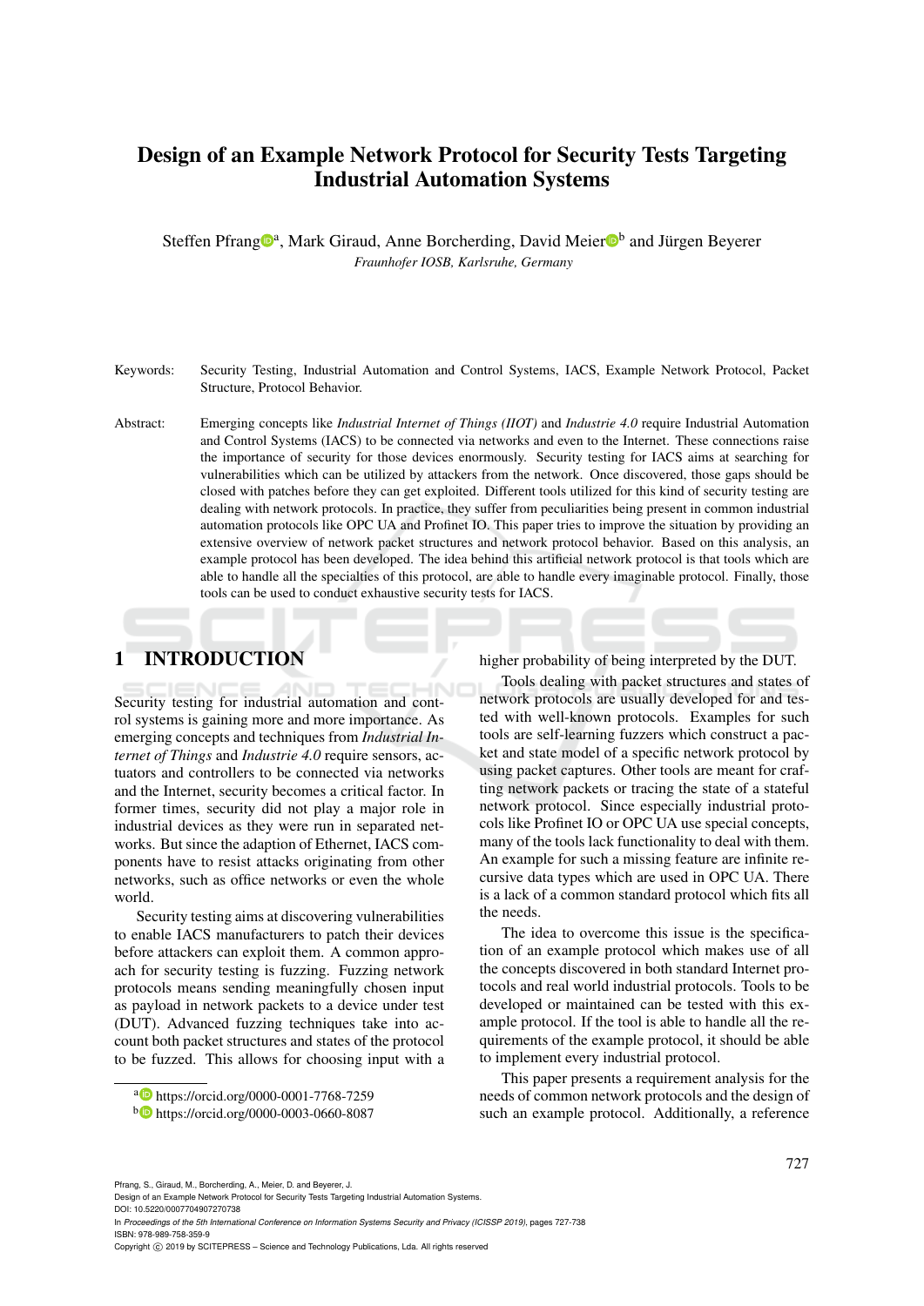# Design of an Example Network Protocol for Security Tests Targeting Industrial Automation Systems

Steffen Pfrang[a], Mark Giraud, Anne Borcherding, David Meier[b] and Jürgen Beyerer

*Fraunhofer IOSB, Karlsruhe, Germany*

Keywords: Security Testing, Industrial Automation and Control Systems, IACS, Example Network Protocol, Packet Structure, Protocol Behavior.

Abstract: Emerging concepts like *Industrial Internet of Things (IIOT)* and *Industrie 4.0* require Industrial Automation and Control Systems (IACS) to be connected via networks and even to the Internet. These connections raise the importance of security for those devices enormously. Security testing for IACS aims at searching for vulnerabilities which can be utilized by attackers from the network. Once discovered, those gaps should be closed with patches before they can get exploited. Different tools utilized for this kind of security testing are dealing with network protocols. In practice, they suffer from peculiarities being present in common industrial automation protocols like OPC UA and Profinet IO. This paper tries to improve the situation by providing an extensive overview of network packet structures and network protocol behavior. Based on this analysis, an example protocol has been developed. The idea behind this artificial network protocol is that tools which are able to handle all the specialties of this protocol, are able to handle every imaginable protocol. Finally, those tools can be used to conduct exhaustive security tests for IACS.

## 1 INTRODUCTION

Security testing for industrial automation and control systems is gaining more and more importance. As emerging concepts and techniques from *Industrial Internet of Things* and *Industrie 4.0* require sensors, actuators and controllers to be connected via networks and the Internet, security becomes a critical factor. In former times, security did not play a major role in industrial devices as they were run in separated networks. But since the adaption of Ethernet, IACS components have to resist attacks originating from other networks, such as office networks or even the whole world.

Security testing aims at discovering vulnerabilities to enable IACS manufacturers to patch their devices before attackers can exploit them. A common approach for security testing is fuzzing. Fuzzing network protocols means sending meaningfully chosen input as payload in network packets to a device under test (DUT). Advanced fuzzing techniques take into account both packet structures and states of the protocol to be fuzzed. This allows for choosing input with a higher probability of being interpreted by the DUT.

Tools dealing with packet structures and states of network protocols are usually developed for and tested with well-known protocols. Examples for such tools are self-learning fuzzers which construct a packet and state model of a specific network protocol by using packet captures. Other tools are meant for crafting network packets or tracing the state of a stateful network protocol. Since especially industrial protocols like Profinet IO or OPC UA use special concepts, many of the tools lack functionality to deal with them. An example for such a missing feature are infinite recursive data types which are used in OPC UA. There is a lack of a common standard protocol which fits all the needs.

The idea to overcome this issue is the specification of an example protocol which makes use of all the concepts discovered in both standard Internet protocols and real world industrial protocols. Tools to be developed or maintained can be tested with this example protocol. If the tool is able to handle all the requirements of the example protocol, it should be able to implement every industrial protocol.

This paper presents a requirement analysis for the needs of common network protocols and the design of such an example protocol. Additionally, a reference

[a] https://orcid.org/0000-0001-7768-7259
[b] https://orcid.org/0000-0003-0660-8087

Pfrang, S., Giraud, M., Borcherding, A., Meier, D. and Beyerer, J.
Design of an Example Network Protocol for Security Tests Targeting Industrial Automation Systems.
DOI: 10.5220/0007704907270738
In *Proceedings of the 5th International Conference on Information Systems Security and Privacy (ICISSP 2019)*, pages 727-738
ISBN: 978-989-758-359-9
Copyright © 2019 by SCITEPRESS – Science and Technology Publications, Lda. All rights reserved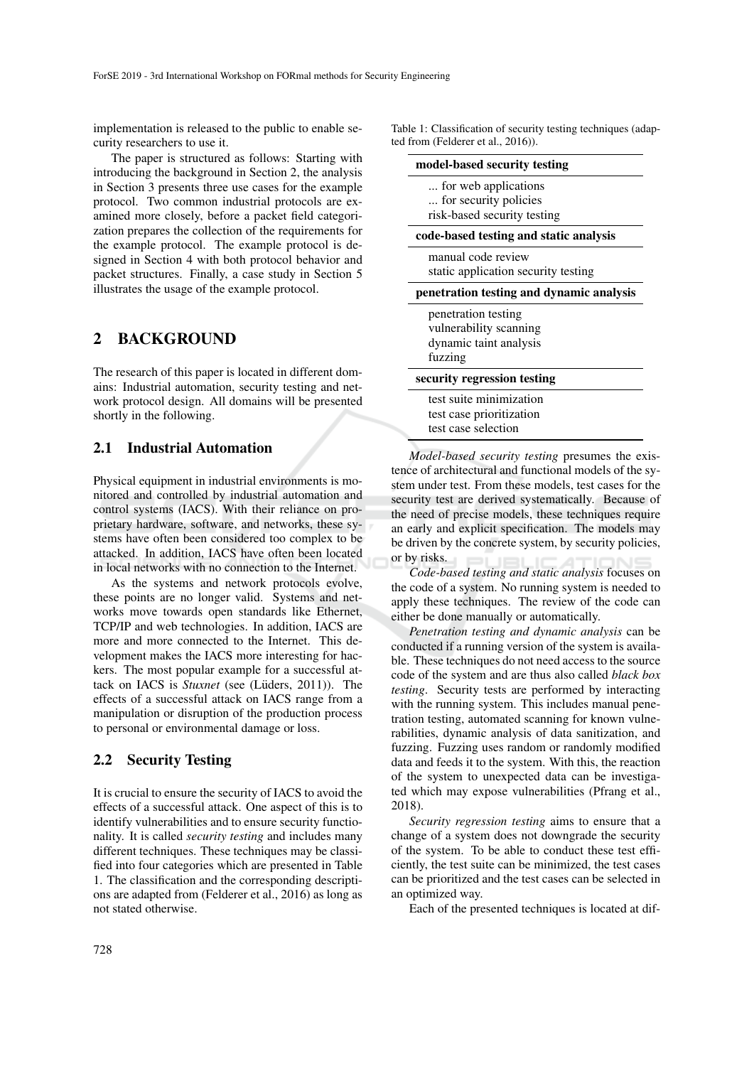implementation is released to the public to enable security researchers to use it.

The paper is structured as follows: Starting with introducing the background in Section 2, the analysis in Section 3 presents three use cases for the example protocol. Two common industrial protocols are examined more closely, before a packet field categorization prepares the collection of the requirements for the example protocol. The example protocol is designed in Section 4 with both protocol behavior and packet structures. Finally, a case study in Section 5 illustrates the usage of the example protocol.

## 2 BACKGROUND

The research of this paper is located in different domains: Industrial automation, security testing and network protocol design. All domains will be presented shortly in the following.

### 2.1 Industrial Automation

Physical equipment in industrial environments is monitored and controlled by industrial automation and control systems (IACS). With their reliance on proprietary hardware, software, and networks, these systems have often been considered too complex to be attacked. In addition, IACS have often been located in local networks with no connection to the Internet.

As the systems and network protocols evolve, these points are no longer valid. Systems and networks move towards open standards like Ethernet, TCP/IP and web technologies. In addition, IACS are more and more connected to the Internet. This development makes the IACS more interesting for hackers. The most popular example for a successful attack on IACS is *Stuxnet* (see (Lüders, 2011)). The effects of a successful attack on IACS range from a manipulation or disruption of the production process to personal or environmental damage or loss.

### 2.2 Security Testing

It is crucial to ensure the security of IACS to avoid the effects of a successful attack. One aspect of this is to identify vulnerabilities and to ensure security functionality. It is called *security testing* and includes many different techniques. These techniques may be classified into four categories which are presented in Table 1. The classification and the corresponding descriptions are adapted from (Felderer et al., 2016) as long as not stated otherwise.

Table 1: Classification of security testing techniques (adapted from (Felderer et al., 2016)).

| **model-based security testing** |
|---|
| ... for web applications<br>... for security policies<br>risk-based security testing |
| **code-based testing and static analysis** |
| manual code review<br>static application security testing |
| **penetration testing and dynamic analysis** |
| penetration testing<br>vulnerability scanning<br>dynamic taint analysis<br>fuzzing |
| **security regression testing** |
| test suite minimization<br>test case prioritization<br>test case selection |

*Model-based security testing* presumes the existence of architectural and functional models of the system under test. From these models, test cases for the security test are derived systematically. Because of the need of precise models, these techniques require an early and explicit specification. The models may be driven by the concrete system, by security policies, or by risks.

*Code-based testing and static analysis* focuses on the code of a system. No running system is needed to apply these techniques. The review of the code can either be done manually or automatically.

*Penetration testing and dynamic analysis* can be conducted if a running version of the system is available. These techniques do not need access to the source code of the system and are thus also called *black box testing*. Security tests are performed by interacting with the running system. This includes manual penetration testing, automated scanning for known vulnerabilities, dynamic analysis of data sanitization, and fuzzing. Fuzzing uses random or randomly modified data and feeds it to the system. With this, the reaction of the system to unexpected data can be investigated which may expose vulnerabilities (Pfrang et al., 2018).

*Security regression testing* aims to ensure that a change of a system does not downgrade the security of the system. To be able to conduct these test efficiently, the test suite can be minimized, the test cases can be prioritized and the test cases can be selected in an optimized way.

Each of the presented techniques is located at dif-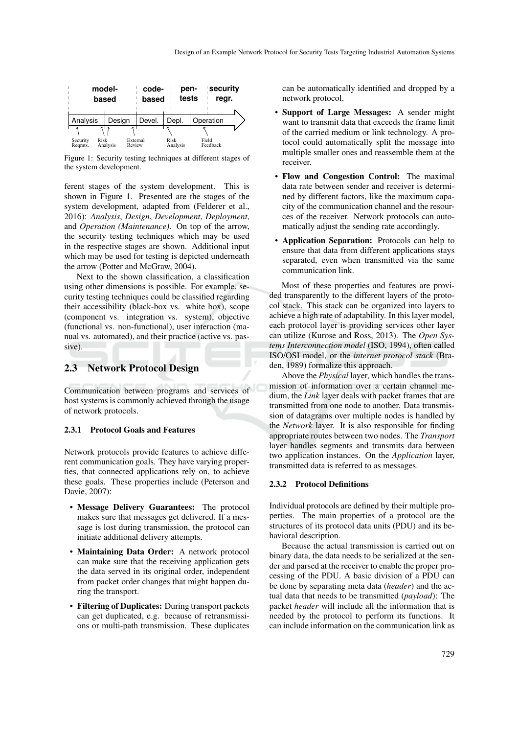model-based | code-based | pen-tests | security regr.

Analysis | Design | Devel. | Depl. | Operation

Security Reqmts. | Risk Analysis | External Review | Risk Analysis | Field Feedback

Figure 1: Security testing techniques at different stages of the system development.

ferent stages of the system development. This is shown in Figure 1. Presented are the stages of the system development, adapted from (Felderer et al., 2016): *Analysis*, *Design*, *Development*, *Deployment*, and *Operation (Maintenance)*. On top of the arrow, the security testing techniques which may be used in the respective stages are shown. Additional input which may be used for testing is depicted underneath the arrow (Potter and McGraw, 2004).

Next to the shown classification, a classification using other dimensions is possible. For example, security testing techniques could be classified regarding their accessibility (black-box vs. white box), scope (component vs. integration vs. system), objective (functional vs. non-functional), user interaction (manual vs. automated), and their practice (active vs. passive).

## 2.3 Network Protocol Design

Communication between programs and services of host systems is commonly achieved through the usage of network protocols.

### 2.3.1 Protocol Goals and Features

Network protocols provide features to achieve different communication goals. They have varying properties, that connected applications rely on, to achieve these goals. These properties include (Peterson and Davie, 2007):

- **Message Delivery Guarantees:** The protocol makes sure that messages get delivered. If a message is lost during transmission, the protocol can initiate additional delivery attempts.
- **Maintaining Data Order:** A network protocol can make sure that the receiving application gets the data served in its original order, independent from packet order changes that might happen during the transport.
- **Filtering of Duplicates:** During transport packets can get duplicated, e.g. because of retransmissions or multi-path transmission. These duplicates can be automatically identified and dropped by a network protocol.
- **Support of Large Messages:** A sender might want to transmit data that exceeds the frame limit of the carried medium or link technology. A protocol could automatically split the message into multiple smaller ones and reassemble them at the receiver.
- **Flow and Congestion Control:** The maximal data rate between sender and receiver is determined by different factors, like the maximum capacity of the communication channel and the resources of the receiver. Network protocols can automatically adjust the sending rate accordingly.
- **Application Separation:** Protocols can help to ensure that data from different applications stays separated, even when transmitted via the same communication link.

Most of these properties and features are provided transparently to the different layers of the protocol stack. This stack can be organized into layers to achieve a high rate of adaptability. In this layer model, each protocol layer is providing services other layer can utilize (Kurose and Ross, 2013). The *Open Systems Interconnection model* (ISO, 1994), often called ISO/OSI model, or the *internet protocol stack* (Braden, 1989) formalize this approach.

Above the *Physical* layer, which handles the transmission of information over a certain channel medium, the *Link* layer deals with packet frames that are transmitted from one node to another. Data transmission of datagrams over multiple nodes is handled by the *Network* layer. It is also responsible for finding appropriate routes between two nodes. The *Transport* layer handles segments and transmits data between two application instances. On the *Application* layer, transmitted data is referred to as messages.

### 2.3.2 Protocol Definitions

Individual protocols are defined by their multiple properties. The main properties of a protocol are the structures of its protocol data units (PDU) and its behavioral description.

Because the actual transmission is carried out on binary data, the data needs to be serialized at the sender and parsed at the receiver to enable the proper processing of the PDU. A basic division of a PDU can be done by separating meta data (*header*) and the actual data that needs to be transmitted (*payload*): The packet *header* will include all the information that is needed by the protocol to perform its functions. It can include information on the communication link as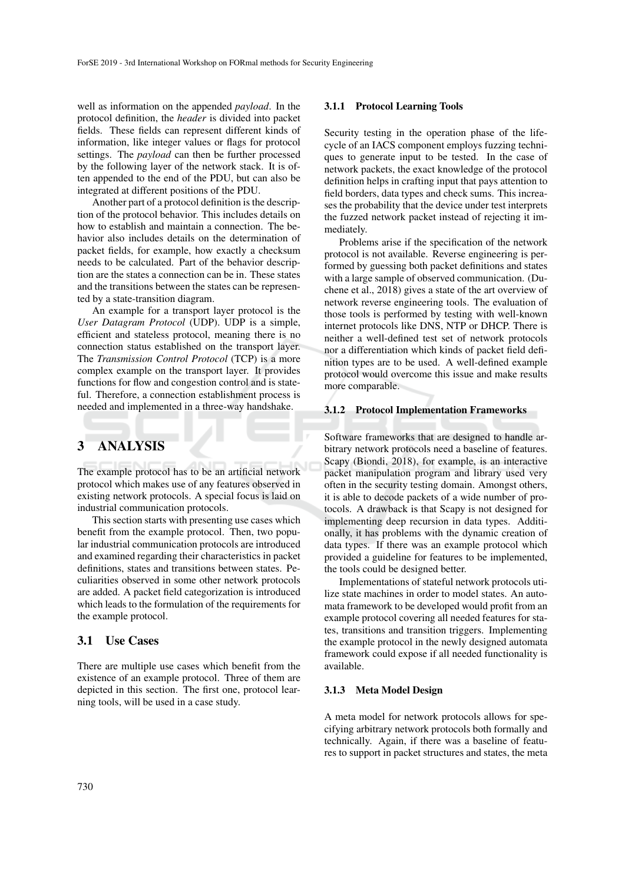well as information on the appended *payload*. In the protocol definition, the *header* is divided into packet fields. These fields can represent different kinds of information, like integer values or flags for protocol settings. The *payload* can then be further processed by the following layer of the network stack. It is often appended to the end of the PDU, but can also be integrated at different positions of the PDU.

Another part of a protocol definition is the description of the protocol behavior. This includes details on how to establish and maintain a connection. The behavior also includes details on the determination of packet fields, for example, how exactly a checksum needs to be calculated. Part of the behavior description are the states a connection can be in. These states and the transitions between the states can be represented by a state-transition diagram.

An example for a transport layer protocol is the *User Datagram Protocol* (UDP). UDP is a simple, efficient and stateless protocol, meaning there is no connection status established on the transport layer. The *Transmission Control Protocol* (TCP) is a more complex example on the transport layer. It provides functions for flow and congestion control and is stateful. Therefore, a connection establishment process is needed and implemented in a three-way handshake.

# 3 ANALYSIS

The example protocol has to be an artificial network protocol which makes use of any features observed in existing network protocols. A special focus is laid on industrial communication protocols.

This section starts with presenting use cases which benefit from the example protocol. Then, two popular industrial communication protocols are introduced and examined regarding their characteristics in packet definitions, states and transitions between states. Peculiarities observed in some other network protocols are added. A packet field categorization is introduced which leads to the formulation of the requirements for the example protocol.

## 3.1 Use Cases

There are multiple use cases which benefit from the existence of an example protocol. Three of them are depicted in this section. The first one, protocol learning tools, will be used in a case study.

### 3.1.1 Protocol Learning Tools

Security testing in the operation phase of the lifecycle of an IACS component employs fuzzing techniques to generate input to be tested. In the case of network packets, the exact knowledge of the protocol definition helps in crafting input that pays attention to field borders, data types and check sums. This increases the probability that the device under test interprets the fuzzed network packet instead of rejecting it immediately.

Problems arise if the specification of the network protocol is not available. Reverse engineering is performed by guessing both packet definitions and states with a large sample of observed communication. (Duchene et al., 2018) gives a state of the art overview of network reverse engineering tools. The evaluation of those tools is performed by testing with well-known internet protocols like DNS, NTP or DHCP. There is neither a well-defined test set of network protocols nor a differentiation which kinds of packet field definition types are to be used. A well-defined example protocol would overcome this issue and make results more comparable.

### 3.1.2 Protocol Implementation Frameworks

Software frameworks that are designed to handle arbitrary network protocols need a baseline of features. Scapy (Biondi, 2018), for example, is an interactive packet manipulation program and library used very often in the security testing domain. Amongst others, it is able to decode packets of a wide number of protocols. A drawback is that Scapy is not designed for implementing deep recursion in data types. Additionally, it has problems with the dynamic creation of data types. If there was an example protocol which provided a guideline for features to be implemented, the tools could be designed better.

Implementations of stateful network protocols utilize state machines in order to model states. An automata framework to be developed would profit from an example protocol covering all needed features for states, transitions and transition triggers. Implementing the example protocol in the newly designed automata framework could expose if all needed functionality is available.

### 3.1.3 Meta Model Design

A meta model for network protocols allows for specifying arbitrary network protocols both formally and technically. Again, if there was a baseline of features to support in packet structures and states, the meta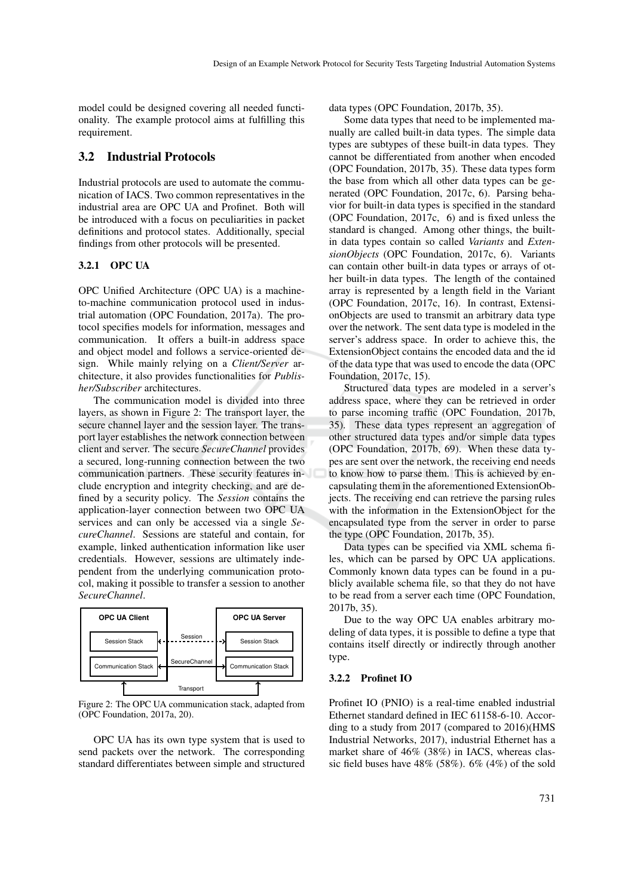model could be designed covering all needed functionality. The example protocol aims at fulfilling this requirement.

## 3.2 Industrial Protocols

Industrial protocols are used to automate the communication of IACS. Two common representatives in the industrial area are OPC UA and Profinet. Both will be introduced with a focus on peculiarities in packet definitions and protocol states. Additionally, special findings from other protocols will be presented.

### 3.2.1 OPC UA

OPC Unified Architecture (OPC UA) is a machine-to-machine communication protocol used in industrial automation (OPC Foundation, 2017a). The protocol specifies models for information, messages and communication. It offers a built-in address space and object model and follows a service-oriented design. While mainly relying on a *Client/Server* architecture, it also provides functionalities for *Publisher/Subscriber* architectures.

The communication model is divided into three layers, as shown in Figure 2: The transport layer, the secure channel layer and the session layer. The transport layer establishes the network connection between client and server. The secure *SecureChannel* provides a secured, long-running connection between the two communication partners. These security features include encryption and integrity checking, and are defined by a security policy. The *Session* contains the application-layer connection between two OPC UA services and can only be accessed via a single *SecureChannel*. Sessions are stateful and contain, for example, linked authentication information like user credentials. However, sessions are ultimately independent from the underlying communication protocol, making it possible to transfer a session to another *SecureChannel*.

Figure 2: The OPC UA communication stack, adapted from (OPC Foundation, 2017a, 20).

OPC UA has its own type system that is used to send packets over the network. The corresponding standard differentiates between simple and structured data types (OPC Foundation, 2017b, 35).

Some data types that need to be implemented manually are called built-in data types. The simple data types are subtypes of these built-in data types. They cannot be differentiated from another when encoded (OPC Foundation, 2017b, 35). These data types form the base from which all other data types can be generated (OPC Foundation, 2017c, 6). Parsing behavior for built-in data types is specified in the standard (OPC Foundation, 2017c, 6) and is fixed unless the standard is changed. Among other things, the built-in data types contain so called *Variants* and *ExtensionObjects* (OPC Foundation, 2017c, 6). Variants can contain other built-in data types or arrays of other built-in data types. The length of the contained array is represented by a length field in the Variant (OPC Foundation, 2017c, 16). In contrast, ExtensionObjects are used to transmit an arbitrary data type over the network. The sent data type is modeled in the server's address space. In order to achieve this, the ExtensionObject contains the encoded data and the id of the data type that was used to encode the data (OPC Foundation, 2017c, 15).

Structured data types are modeled in a server's address space, where they can be retrieved in order to parse incoming traffic (OPC Foundation, 2017b, 35). These data types represent an aggregation of other structured data types and/or simple data types (OPC Foundation, 2017b, 69). When these data types are sent over the network, the receiving end needs to know how to parse them. This is achieved by encapsulating them in the aforementioned ExtensionObjects. The receiving end can retrieve the parsing rules with the information in the ExtensionObject for the encapsulated type from the server in order to parse the type (OPC Foundation, 2017b, 35).

Data types can be specified via XML schema files, which can be parsed by OPC UA applications. Commonly known data types can be found in a publicly available schema file, so that they do not have to be read from a server each time (OPC Foundation, 2017b, 35).

Due to the way OPC UA enables arbitrary modeling of data types, it is possible to define a type that contains itself directly or indirectly through another type.

### 3.2.2 Profinet IO

Profinet IO (PNIO) is a real-time enabled industrial Ethernet standard defined in IEC 61158-6-10. According to a study from 2017 (compared to 2016)(HMS Industrial Networks, 2017), industrial Ethernet has a market share of 46% (38%) in IACS, whereas classic field buses have 48% (58%). 6% (4%) of the sold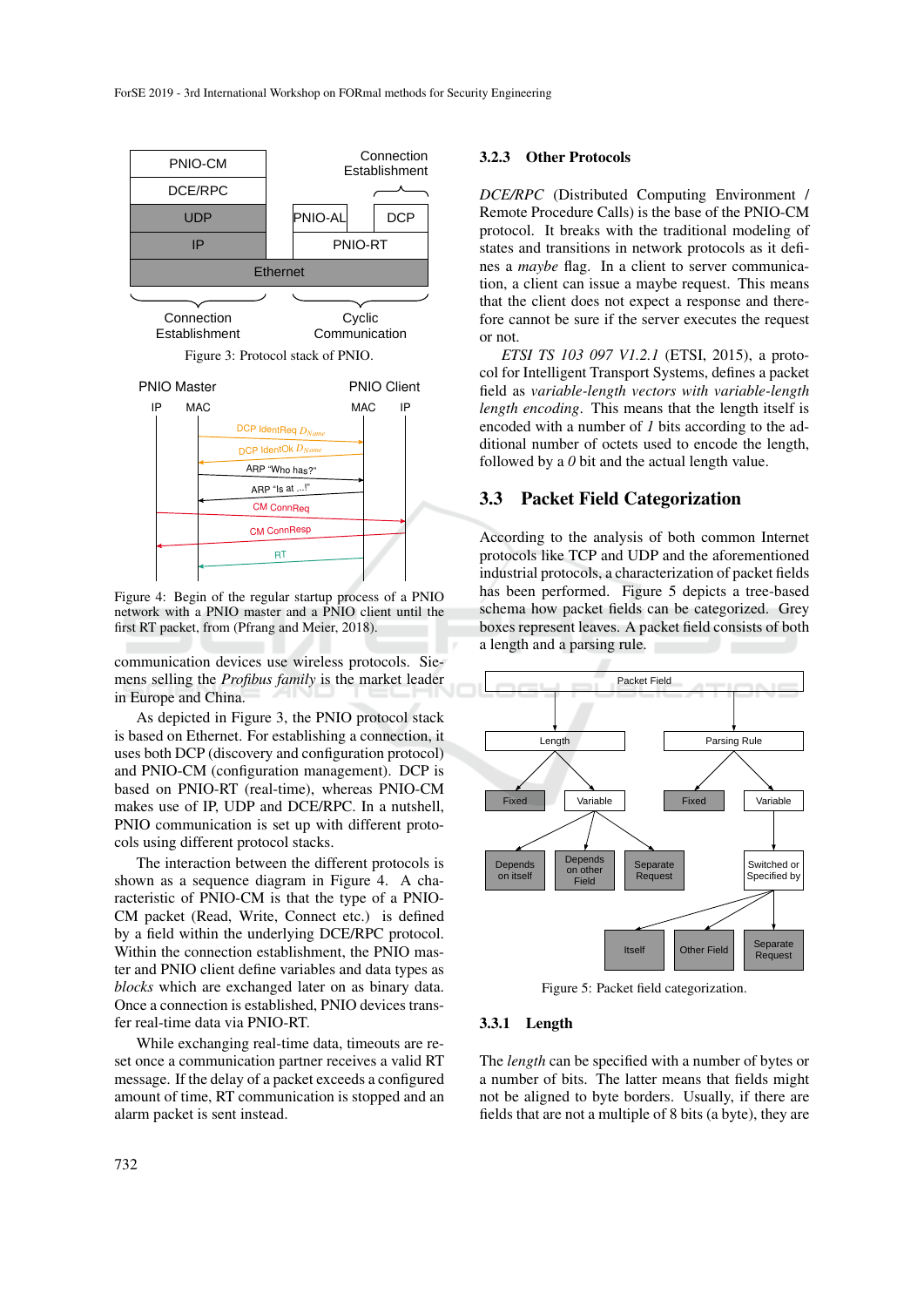Figure 3: Protocol stack of PNIO.

Figure 4: Begin of the regular startup process of a PNIO network with a PNIO master and a PNIO client until the first RT packet, from (Pfrang and Meier, 2018).

communication devices use wireless protocols. Siemens selling the *Profibus family* is the market leader in Europe and China.

As depicted in Figure 3, the PNIO protocol stack is based on Ethernet. For establishing a connection, it uses both DCP (discovery and configuration protocol) and PNIO-CM (configuration management). DCP is based on PNIO-RT (real-time), whereas PNIO-CM makes use of IP, UDP and DCE/RPC. In a nutshell, PNIO communication is set up with different protocols using different protocol stacks.

The interaction between the different protocols is shown as a sequence diagram in Figure 4. A characteristic of PNIO-CM is that the type of a PNIO-CM packet (Read, Write, Connect etc.) is defined by a field within the underlying DCE/RPC protocol. Within the connection establishment, the PNIO master and PNIO client define variables and data types as *blocks* which are exchanged later on as binary data. Once a connection is established, PNIO devices transfer real-time data via PNIO-RT.

While exchanging real-time data, timeouts are reset once a communication partner receives a valid RT message. If the delay of a packet exceeds a configured amount of time, RT communication is stopped and an alarm packet is sent instead.

### 3.2.3 Other Protocols

*DCE/RPC* (Distributed Computing Environment / Remote Procedure Calls) is the base of the PNIO-CM protocol. It breaks with the traditional modeling of states and transitions in network protocols as it defines a *maybe* flag. In a client to server communication, a client can issue a maybe request. This means that the client does not expect a response and therefore cannot be sure if the server executes the request or not.

*ETSI TS 103 097 V1.2.1* (ETSI, 2015), a protocol for Intelligent Transport Systems, defines a packet field as *variable-length vectors with variable-length length encoding*. This means that the length itself is encoded with a number of *1* bits according to the additional number of octets used to encode the length, followed by a *0* bit and the actual length value.

## 3.3 Packet Field Categorization

According to the analysis of both common Internet protocols like TCP and UDP and the aforementioned industrial protocols, a characterization of packet fields has been performed. Figure 5 depicts a tree-based schema how packet fields can be categorized. Grey boxes represent leaves. A packet field consists of both a length and a parsing rule.

Figure 5: Packet field categorization.

### 3.3.1 Length

The *length* can be specified with a number of bytes or a number of bits. The latter means that fields might not be aligned to byte borders. Usually, if there are fields that are not a multiple of 8 bits (a byte), they are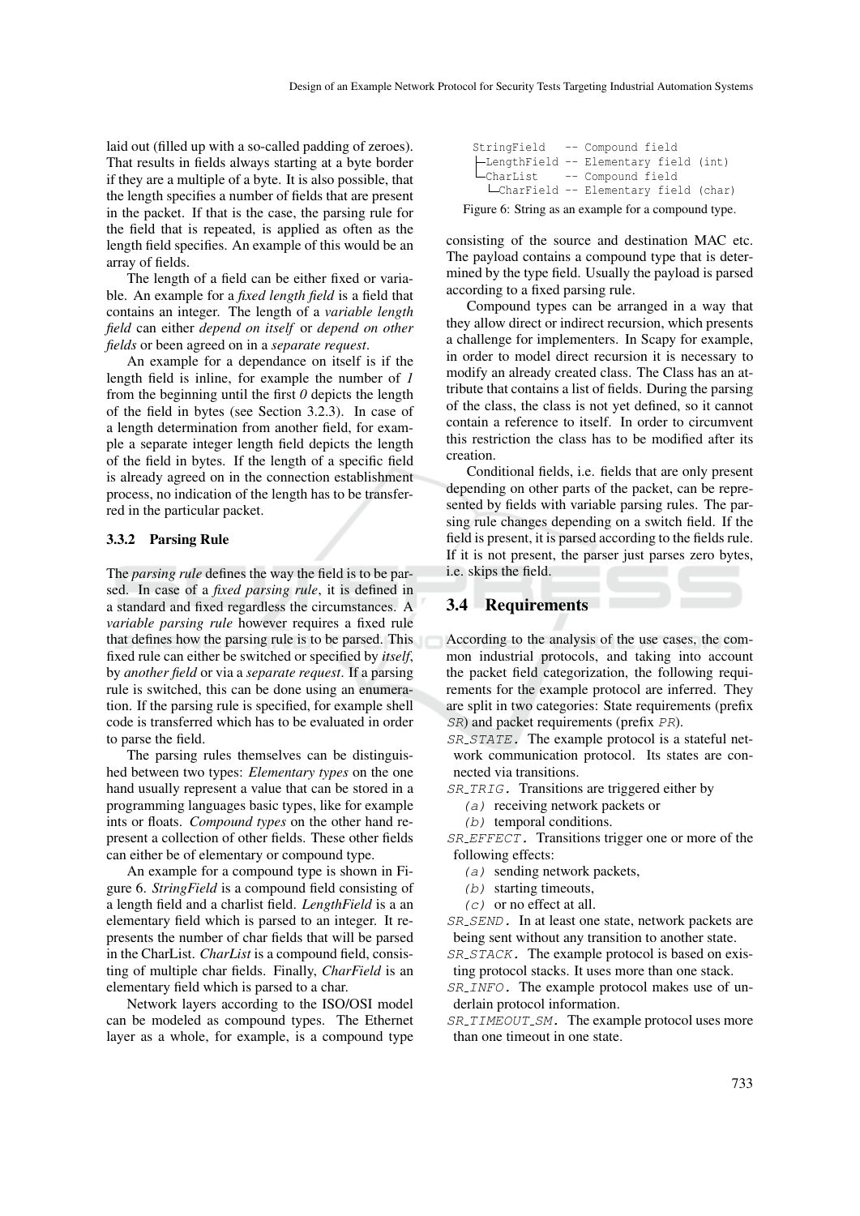laid out (filled up with a so-called padding of zeroes). That results in fields always starting at a byte border if they are a multiple of a byte. It is also possible, that the length specifies a number of fields that are present in the packet. If that is the case, the parsing rule for the field that is repeated, is applied as often as the length field specifies. An example of this would be an array of fields.

The length of a field can be either fixed or variable. An example for a *fixed length field* is a field that contains an integer. The length of a *variable length field* can either *depend on itself* or *depend on other fields* or been agreed on in a *separate request*.

An example for a dependance on itself is if the length field is inline, for example the number of *1* from the beginning until the first *0* depicts the length of the field in bytes (see Section 3.2.3). In case of a length determination from another field, for example a separate integer length field depicts the length of the field in bytes. If the length of a specific field is already agreed on in the connection establishment process, no indication of the length has to be transferred in the particular packet.

### 3.3.2 Parsing Rule

The *parsing rule* defines the way the field is to be parsed. In case of a *fixed parsing rule*, it is defined in a standard and fixed regardless the circumstances. A *variable parsing rule* however requires a fixed rule that defines how the parsing rule is to be parsed. This fixed rule can either be switched or specified by *itself*, by *another field* or via a *separate request*. If a parsing rule is switched, this can be done using an enumeration. If the parsing rule is specified, for example shell code is transferred which has to be evaluated in order to parse the field.

The parsing rules themselves can be distinguished between two types: *Elementary types* on the one hand usually represent a value that can be stored in a programming languages basic types, like for example ints or floats. *Compound types* on the other hand represent a collection of other fields. These other fields can either be of elementary or compound type.

An example for a compound type is shown in Figure 6. *StringField* is a compound field consisting of a length field and a charlist field. *LengthField* is a an elementary field which is parsed to an integer. It represents the number of char fields that will be parsed in the CharList. *CharList* is a compound field, consisting of multiple char fields. Finally, *CharField* is an elementary field which is parsed to a char.

Network layers according to the ISO/OSI model can be modeled as compound types. The Ethernet layer as a whole, for example, is a compound type

```
StringField   -- Compound field
├LengthField -- Elementary field (int)
└CharList    -- Compound field
  └CharField -- Elementary field (char)
```

Figure 6: String as an example for a compound type.

consisting of the source and destination MAC etc. The payload contains a compound type that is determined by the type field. Usually the payload is parsed according to a fixed parsing rule.

Compound types can be arranged in a way that they allow direct or indirect recursion, which presents a challenge for implementers. In Scapy for example, in order to model direct recursion it is necessary to modify an already created class. The Class has an attribute that contains a list of fields. During the parsing of the class, the class is not yet defined, so it cannot contain a reference to itself. In order to circumvent this restriction the class has to be modified after its creation.

Conditional fields, i.e. fields that are only present depending on other parts of the packet, can be represented by fields with variable parsing rules. The parsing rule changes depending on a switch field. If the field is present, it is parsed according to the fields rule. If it is not present, the parser just parses zero bytes, i.e. skips the field.

## 3.4 Requirements

According to the analysis of the use cases, the common industrial protocols, and taking into account the packet field categorization, the following requirements for the example protocol are inferred. They are split in two categories: State requirements (prefix `SR`) and packet requirements (prefix `PR`).

`SR_STATE`. The example protocol is a stateful network communication protocol. Its states are connected via transitions.

`SR_TRIG`. Transitions are triggered either by
- `(a)` receiving network packets or
- `(b)` temporal conditions.

`SR_EFFECT`. Transitions trigger one or more of the following effects:
- `(a)` sending network packets,
- `(b)` starting timeouts,
- `(c)` or no effect at all.

`SR_SEND`. In at least one state, network packets are being sent without any transition to another state.

`SR_STACK`. The example protocol is based on existing protocol stacks. It uses more than one stack.

`SR_INFO`. The example protocol makes use of underlain protocol information.

`SR_TIMEOUT_SM`. The example protocol uses more than one timeout in one state.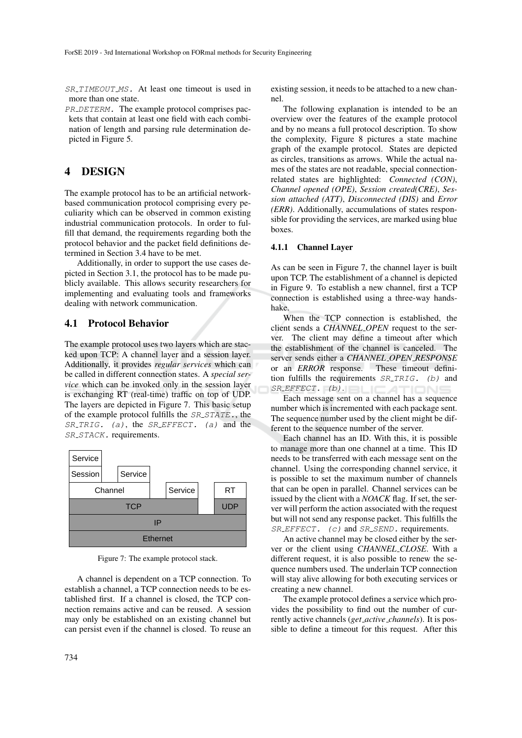SR_TIMEOUT_MS. At least one timeout is used in more than one state.

PR_DETERM. The example protocol comprises packets that contain at least one field with each combination of length and parsing rule determination depicted in Figure 5.

# 4 DESIGN

The example protocol has to be an artificial network-based communication protocol comprising every peculiarity which can be observed in common existing industrial communication protocols. In order to fulfill that demand, the requirements regarding both the protocol behavior and the packet field definitions determined in Section 3.4 have to be met.

Additionally, in order to support the use cases depicted in Section 3.1, the protocol has to be made publicly available. This allows security researchers for implementing and evaluating tools and frameworks dealing with network communication.

## 4.1 Protocol Behavior

The example protocol uses two layers which are stacked upon TCP: A channel layer and a session layer. Additionally, it provides *regular services* which can be called in different connection states. A *special service* which can be invoked only in the session layer is exchanging RT (real-time) traffic on top of UDP. The layers are depicted in Figure 7. This basic setup of the example protocol fulfills the SR_STATE., the SR_TRIG. (a), the SR_EFFECT. (a) and the SR_STACK. requirements.

| Service | | | | |
|---|---|---|---|---|
| Session | Service | | | |
| Channel | | Service | | RT |
| TCP | | | | UDP |
| IP | | | | |
| Ethernet | | | | |

Figure 7: The example protocol stack.

A channel is dependent on a TCP connection. To establish a channel, a TCP connection needs to be established first. If a channel is closed, the TCP connection remains active and can be reused. A session may only be established on an existing channel but can persist even if the channel is closed. To reuse an existing session, it needs to be attached to a new channel.

The following explanation is intended to be an overview over the features of the example protocol and by no means a full protocol description. To show the complexity, Figure 8 pictures a state machine graph of the example protocol. States are depicted as circles, transitions as arrows. While the actual names of the states are not readable, special connection-related states are highlighted: *Connected (CON)*, *Channel opened (OPE)*, *Session created(CRE)*, *Session attached (ATT)*, *Disconnected (DIS)* and *Error (ERR)*. Additionally, accumulations of states responsible for providing the services, are marked using blue boxes.

#### 4.1.1 Channel Layer

As can be seen in Figure 7, the channel layer is built upon TCP. The establishment of a channel is depicted in Figure 9. To establish a new channel, first a TCP connection is established using a three-way handshake.

When the TCP connection is established, the client sends a *CHANNEL_OPEN* request to the server. The client may define a timeout after which the establishment of the channel is canceled. The server sends either a *CHANNEL_OPEN_RESPONSE* or an *ERROR* response. These timeout definition fulfills the requirements SR_TRIG. (b) and SR_EFFECT. (b).

Each message sent on a channel has a sequence number which is incremented with each package sent. The sequence number used by the client might be different to the sequence number of the server.

Each channel has an ID. With this, it is possible to manage more than one channel at a time. This ID needs to be transferred with each message sent on the channel. Using the corresponding channel service, it is possible to set the maximum number of channels that can be open in parallel. Channel services can be issued by the client with a *NOACK* flag. If set, the server will perform the action associated with the request but will not send any response packet. This fulfills the SR_EFFECT. (c) and SR_SEND. requirements.

An active channel may be closed either by the server or the client using *CHANNEL_CLOSE*. With a different request, it is also possible to renew the sequence numbers used. The underlain TCP connection will stay alive allowing for both executing services or creating a new channel.

The example protocol defines a service which provides the possibility to find out the number of currently active channels (*get_active_channels*). It is possible to define a timeout for this request. After this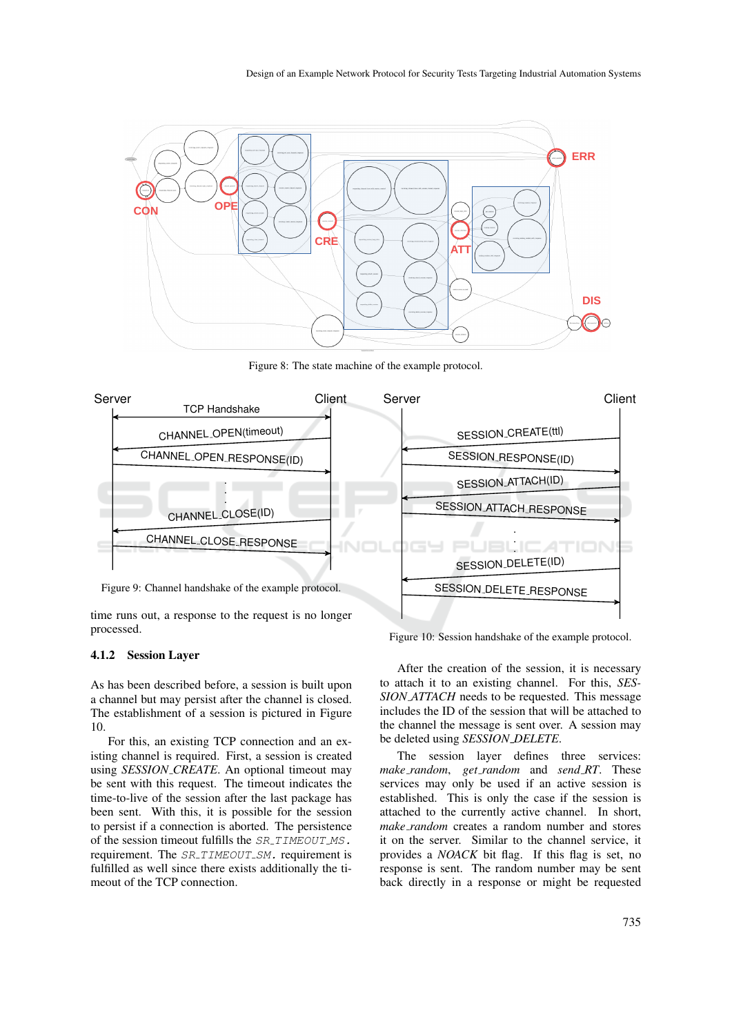Figure 8: The state machine of the example protocol.

Figure 9: Channel handshake of the example protocol.

time runs out, a response to the request is no longer processed.

### 4.1.2 Session Layer

As has been described before, a session is built upon a channel but may persist after the channel is closed. The establishment of a session is pictured in Figure 10.

For this, an existing TCP connection and an existing channel is required. First, a session is created using *SESSION_CREATE*. An optional timeout may be sent with this request. The timeout indicates the time-to-live of the session after the last package has been sent. With this, it is possible for the session to persist if a connection is aborted. The persistence of the session timeout fulfills the `SR_TIMEOUT_MS`. requirement. The `SR_TIMEOUT_SM`. requirement is fulfilled as well since there exists additionally the timeout of the TCP connection.

Figure 10: Session handshake of the example protocol.

After the creation of the session, it is necessary to attach it to an existing channel. For this, *SESSION_ATTACH* needs to be requested. This message includes the ID of the session that will be attached to the channel the message is sent over. A session may be deleted using *SESSION_DELETE*.

The session layer defines three services: *make_random*, *get_random* and *send_RT*. These services may only be used if an active session is established. This is only the case if the session is attached to the currently active channel. In short, *make_random* creates a random number and stores it on the server. Similar to the channel service, it provides a *NOACK* bit flag. If this flag is set, no response is sent. The random number may be sent back directly in a response or might be requested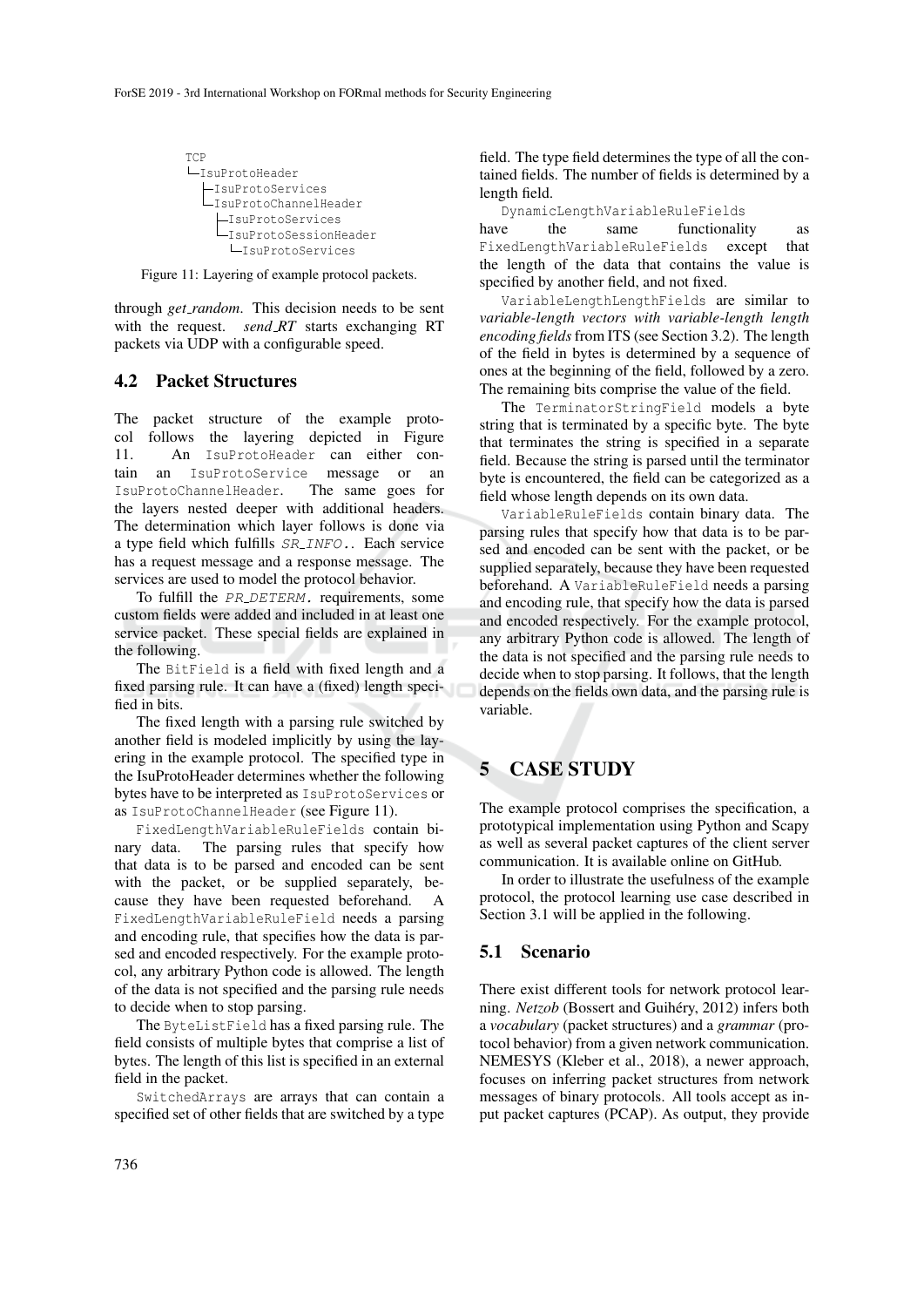```
TCP
└─IsuProtoHeader
  ├─IsuProtoServices
  └─IsuProtoChannelHeader
    ├─IsuProtoServices
    └─IsuProtoSessionHeader
      └─IsuProtoServices
```

Figure 11: Layering of example protocol packets.

through *get_random*. This decision needs to be sent with the request. *send_RT* starts exchanging RT packets via UDP with a configurable speed.

### 4.2 Packet Structures

The packet structure of the example protocol follows the layering depicted in Figure 11. An `IsuProtoHeader` can either contain an `IsuProtoService` message or an `IsuProtoChannelHeader`. The same goes for the layers nested deeper with additional headers. The determination which layer follows is done via a type field which fulfills *SR_INFO.*. Each service has a request message and a response message. The services are used to model the protocol behavior.

To fulfill the *PR_DETERM.* requirements, some custom fields were added and included in at least one service packet. These special fields are explained in the following.

The `BitField` is a field with fixed length and a fixed parsing rule. It can have a (fixed) length specified in bits.

The fixed length with a parsing rule switched by another field is modeled implicitly by using the layering in the example protocol. The specified type in the IsuProtoHeader determines whether the following bytes have to be interpreted as `IsuProtoServices` or as `IsuProtoChannelHeader` (see Figure 11).

`FixedLengthVariableRuleFields` contain binary data. The parsing rules that specify how that data is to be parsed and encoded can be sent with the packet, or be supplied separately, because they have been requested beforehand. A `FixedLengthVariableRuleField` needs a parsing and encoding rule, that specifies how the data is parsed and encoded respectively. For the example protocol, any arbitrary Python code is allowed. The length of the data is not specified and the parsing rule needs to decide when to stop parsing.

The `ByteListField` has a fixed parsing rule. The field consists of multiple bytes that comprise a list of bytes. The length of this list is specified in an external field in the packet.

`SwitchedArrays` are arrays that can contain a specified set of other fields that are switched by a type field. The type field determines the type of all the contained fields. The number of fields is determined by a length field.

`DynamicLengthVariableRuleFields` have the same functionality as `FixedLengthVariableRuleFields` except that the length of the data that contains the value is specified by another field, and not fixed.

`VariableLengthLengthFields` are similar to *variable-length vectors with variable-length length encoding fields* from ITS (see Section 3.2). The length of the field in bytes is determined by a sequence of ones at the beginning of the field, followed by a zero. The remaining bits comprise the value of the field.

The `TerminatorStringField` models a byte string that is terminated by a specific byte. The byte that terminates the string is specified in a separate field. Because the string is parsed until the terminator byte is encountered, the field can be categorized as a field whose length depends on its own data.

`VariableRuleFields` contain binary data. The parsing rules that specify how that data is to be parsed and encoded can be sent with the packet, or be supplied separately, because they have been requested beforehand. A `VariableRuleField` needs a parsing and encoding rule, that specify how the data is parsed and encoded respectively. For the example protocol, any arbitrary Python code is allowed. The length of the data is not specified and the parsing rule needs to decide when to stop parsing. It follows, that the length depends on the fields own data, and the parsing rule is variable.

## 5 CASE STUDY

The example protocol comprises the specification, a prototypical implementation using Python and Scapy as well as several packet captures of the client server communication. It is available online on GitHub.

In order to illustrate the usefulness of the example protocol, the protocol learning use case described in Section 3.1 will be applied in the following.

### 5.1 Scenario

There exist different tools for network protocol learning. *Netzob* (Bossert and Guihéry, 2012) infers both a *vocabulary* (packet structures) and a *grammar* (protocol behavior) from a given network communication. NEMESYS (Kleber et al., 2018), a newer approach, focuses on inferring packet structures from network messages of binary protocols. All tools accept as input packet captures (PCAP). As output, they provide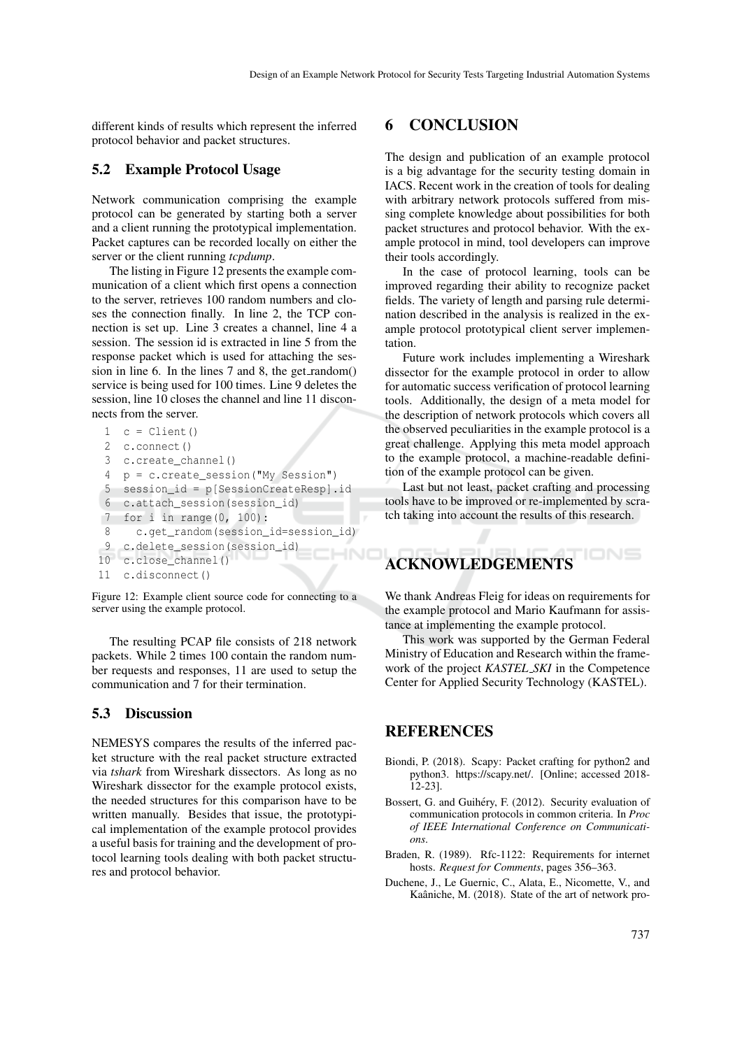different kinds of results which represent the inferred protocol behavior and packet structures.

### 5.2 Example Protocol Usage

Network communication comprising the example protocol can be generated by starting both a server and a client running the prototypical implementation. Packet captures can be recorded locally on either the server or the client running *tcpdump*.

The listing in Figure 12 presents the example communication of a client which first opens a connection to the server, retrieves 100 random numbers and closes the connection finally. In line 2, the TCP connection is set up. Line 3 creates a channel, line 4 a session. The session id is extracted in line 5 from the response packet which is used for attaching the session in line 6. In the lines 7 and 8, the get_random() service is being used for 100 times. Line 9 deletes the session, line 10 closes the channel and line 11 disconnects from the server.

```
 1  c = Client()
 2  c.connect()
 3  c.create_channel()
 4  p = c.create_session("My Session")
 5  session_id = p[SessionCreateResp].id
 6  c.attach_session(session_id)
 7  for i in range(0, 100):
 8    c.get_random(session_id=session_id)
 9  c.delete_session(session_id)
10  c.close_channel()
11  c.disconnect()
```

Figure 12: Example client source code for connecting to a server using the example protocol.

The resulting PCAP file consists of 218 network packets. While 2 times 100 contain the random number requests and responses, 11 are used to setup the communication and 7 for their termination.

### 5.3 Discussion

NEMESYS compares the results of the inferred packet structure with the real packet structure extracted via *tshark* from Wireshark dissectors. As long as no Wireshark dissector for the example protocol exists, the needed structures for this comparison have to be written manually. Besides that issue, the prototypical implementation of the example protocol provides a useful basis for training and the development of protocol learning tools dealing with both packet structures and protocol behavior.

## 6 CONCLUSION

The design and publication of an example protocol is a big advantage for the security testing domain in IACS. Recent work in the creation of tools for dealing with arbitrary network protocols suffered from missing complete knowledge about possibilities for both packet structures and protocol behavior. With the example protocol in mind, tool developers can improve their tools accordingly.

In the case of protocol learning, tools can be improved regarding their ability to recognize packet fields. The variety of length and parsing rule determination described in the analysis is realized in the example protocol prototypical client server implementation.

Future work includes implementing a Wireshark dissector for the example protocol in order to allow for automatic success verification of protocol learning tools. Additionally, the design of a meta model for the description of network protocols which covers all the observed peculiarities in the example protocol is a great challenge. Applying this meta model approach to the example protocol, a machine-readable definition of the example protocol can be given.

Last but not least, packet crafting and processing tools have to be improved or re-implemented by scratch taking into account the results of this research.

## ACKNOWLEDGEMENTS

We thank Andreas Fleig for ideas on requirements for the example protocol and Mario Kaufmann for assistance at implementing the example protocol.

This work was supported by the German Federal Ministry of Education and Research within the framework of the project *KASTEL_SKI* in the Competence Center for Applied Security Technology (KASTEL).

## REFERENCES

Biondi, P. (2018). Scapy: Packet crafting for python2 and python3. https://scapy.net/. [Online; accessed 2018-12-23].

Bossert, G. and Guihéry, F. (2012). Security evaluation of communication protocols in common criteria. In *Proc of IEEE International Conference on Communications*.

Braden, R. (1989). Rfc-1122: Requirements for internet hosts. *Request for Comments*, pages 356–363.

Duchene, J., Le Guernic, C., Alata, E., Nicomette, V., and Kaâniche, M. (2018). State of the art of network pro-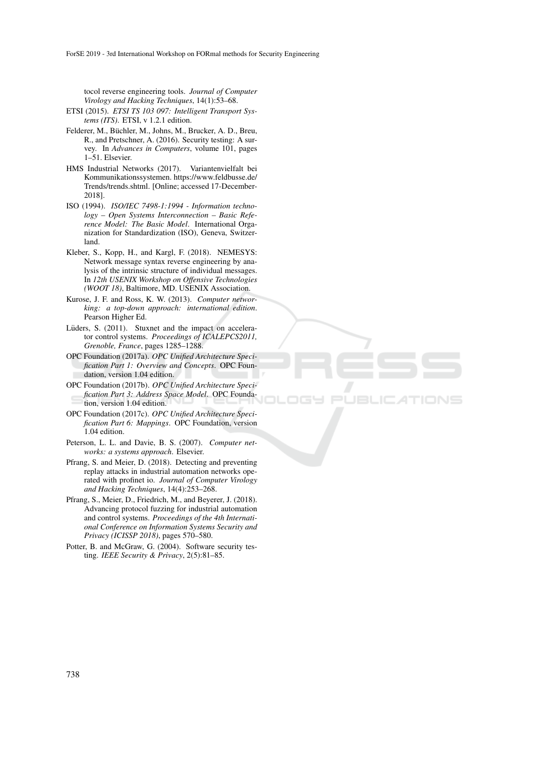tocol reverse engineering tools. *Journal of Computer Virology and Hacking Techniques*, 14(1):53–68.

ETSI (2015). *ETSI TS 103 097: Intelligent Transport Systems (ITS)*. ETSI, v 1.2.1 edition.

Felderer, M., Büchler, M., Johns, M., Brucker, A. D., Breu, R., and Pretschner, A. (2016). Security testing: A survey. In *Advances in Computers*, volume 101, pages 1–51. Elsevier.

HMS Industrial Networks (2017). Variantenvielfalt bei Kommunikationssystemen. https://www.feldbusse.de/Trends/trends.shtml. [Online; accessed 17-December-2018].

ISO (1994). *ISO/IEC 7498-1:1994 - Information technology – Open Systems Interconnection – Basic Reference Model: The Basic Model*. International Organization for Standardization (ISO), Geneva, Switzerland.

Kleber, S., Kopp, H., and Kargl, F. (2018). NEMESYS: Network message syntax reverse engineering by analysis of the intrinsic structure of individual messages. In *12th USENIX Workshop on Offensive Technologies (WOOT 18)*, Baltimore, MD. USENIX Association.

Kurose, J. F. and Ross, K. W. (2013). *Computer networking: a top-down approach: international edition*. Pearson Higher Ed.

Lüders, S. (2011). Stuxnet and the impact on accelerator control systems. *Proceedings of ICALEPCS2011, Grenoble, France*, pages 1285–1288.

OPC Foundation (2017a). *OPC Unified Architecture Specification Part 1: Overview and Concepts*. OPC Foundation, version 1.04 edition.

OPC Foundation (2017b). *OPC Unified Architecture Specification Part 3: Address Space Model*. OPC Foundation, version 1.04 edition.

OPC Foundation (2017c). *OPC Unified Architecture Specification Part 6: Mappings*. OPC Foundation, version 1.04 edition.

Peterson, L. L. and Davie, B. S. (2007). *Computer networks: a systems approach*. Elsevier.

Pfrang, S. and Meier, D. (2018). Detecting and preventing replay attacks in industrial automation networks operated with profinet io. *Journal of Computer Virology and Hacking Techniques*, 14(4):253–268.

Pfrang, S., Meier, D., Friedrich, M., and Beyerer, J. (2018). Advancing protocol fuzzing for industrial automation and control systems. *Proceedings of the 4th International Conference on Information Systems Security and Privacy (ICISSP 2018)*, pages 570–580.

Potter, B. and McGraw, G. (2004). Software security testing. *IEEE Security & Privacy*, 2(5):81–85.